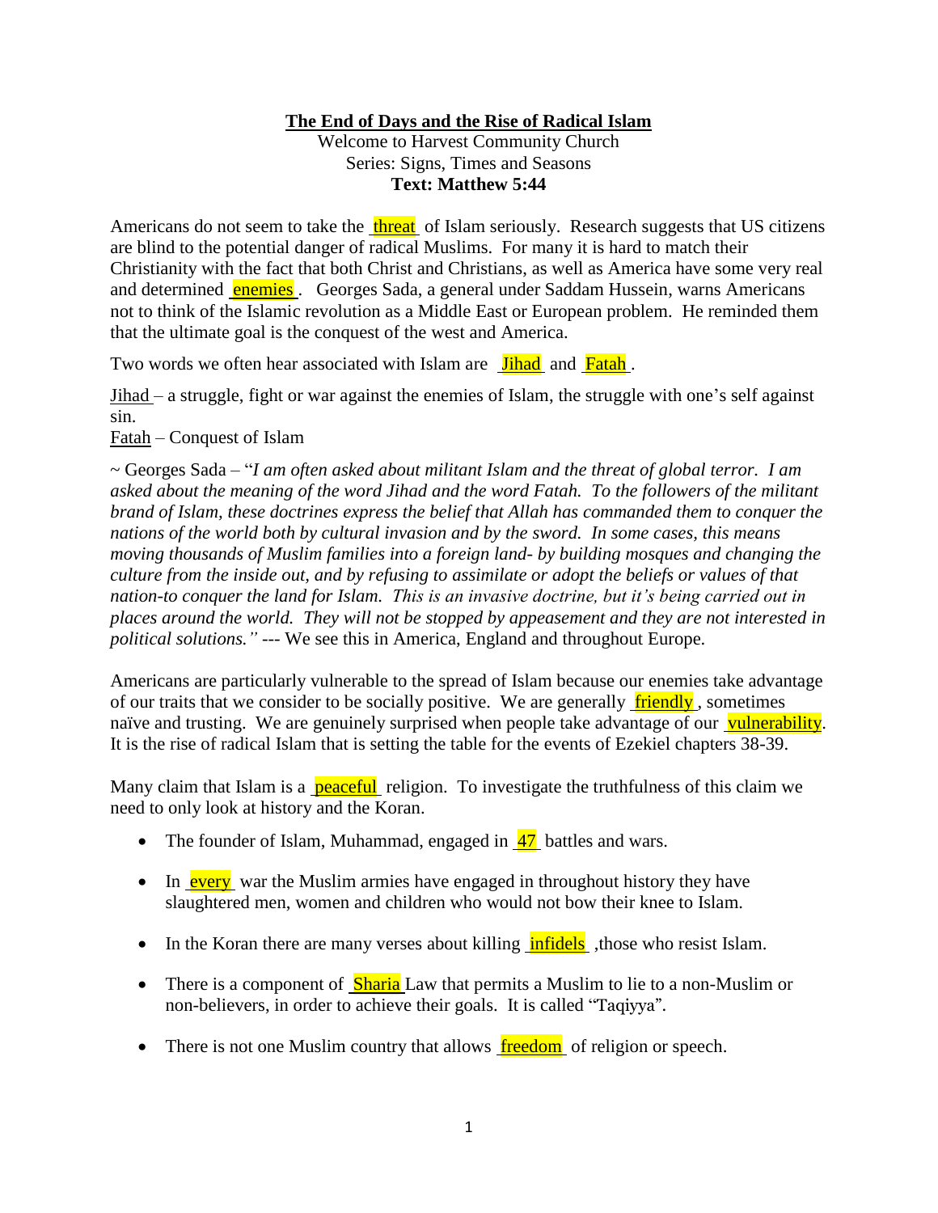# The End of Days and the Rise of Radical Islam

Welcome to Harvest Community Church
Series: Signs, Times and Seasons
**Text: Matthew 5:44**

Americans do not seem to take the threat of Islam seriously. Research suggests that US citizens are blind to the potential danger of radical Muslims. For many it is hard to match their Christianity with the fact that both Christ and Christians, as well as America have some very real and determined enemies. Georges Sada, a general under Saddam Hussein, warns Americans not to think of the Islamic revolution as a Middle East or European problem. He reminded them that the ultimate goal is the conquest of the west and America.

Two words we often hear associated with Islam are Jihad and Fatah.

Jihad – a struggle, fight or war against the enemies of Islam, the struggle with one's self against sin.
Fatah – Conquest of Islam

~ Georges Sada – "*I am often asked about militant Islam and the threat of global terror. I am asked about the meaning of the word Jihad and the word Fatah. To the followers of the militant brand of Islam, these doctrines express the belief that Allah has commanded them to conquer the nations of the world both by cultural invasion and by the sword. In some cases, this means moving thousands of Muslim families into a foreign land- by building mosques and changing the culture from the inside out, and by refusing to assimilate or adopt the beliefs or values of that nation-to conquer the land for Islam. This is an invasive doctrine, but it's being carried out in places around the world. They will not be stopped by appeasement and they are not interested in political solutions."* --- We see this in America, England and throughout Europe.

Americans are particularly vulnerable to the spread of Islam because our enemies take advantage of our traits that we consider to be socially positive. We are generally friendly, sometimes naïve and trusting. We are genuinely surprised when people take advantage of our vulnerability. It is the rise of radical Islam that is setting the table for the events of Ezekiel chapters 38-39.

Many claim that Islam is a peaceful religion. To investigate the truthfulness of this claim we need to only look at history and the Koran.

- The founder of Islam, Muhammad, engaged in 47 battles and wars.
- In every war the Muslim armies have engaged in throughout history they have slaughtered men, women and children who would not bow their knee to Islam.
- In the Koran there are many verses about killing infidels, those who resist Islam.
- There is a component of Sharia Law that permits a Muslim to lie to a non-Muslim or non-believers, in order to achieve their goals. It is called "Taqiyya".
- There is not one Muslim country that allows freedom of religion or speech.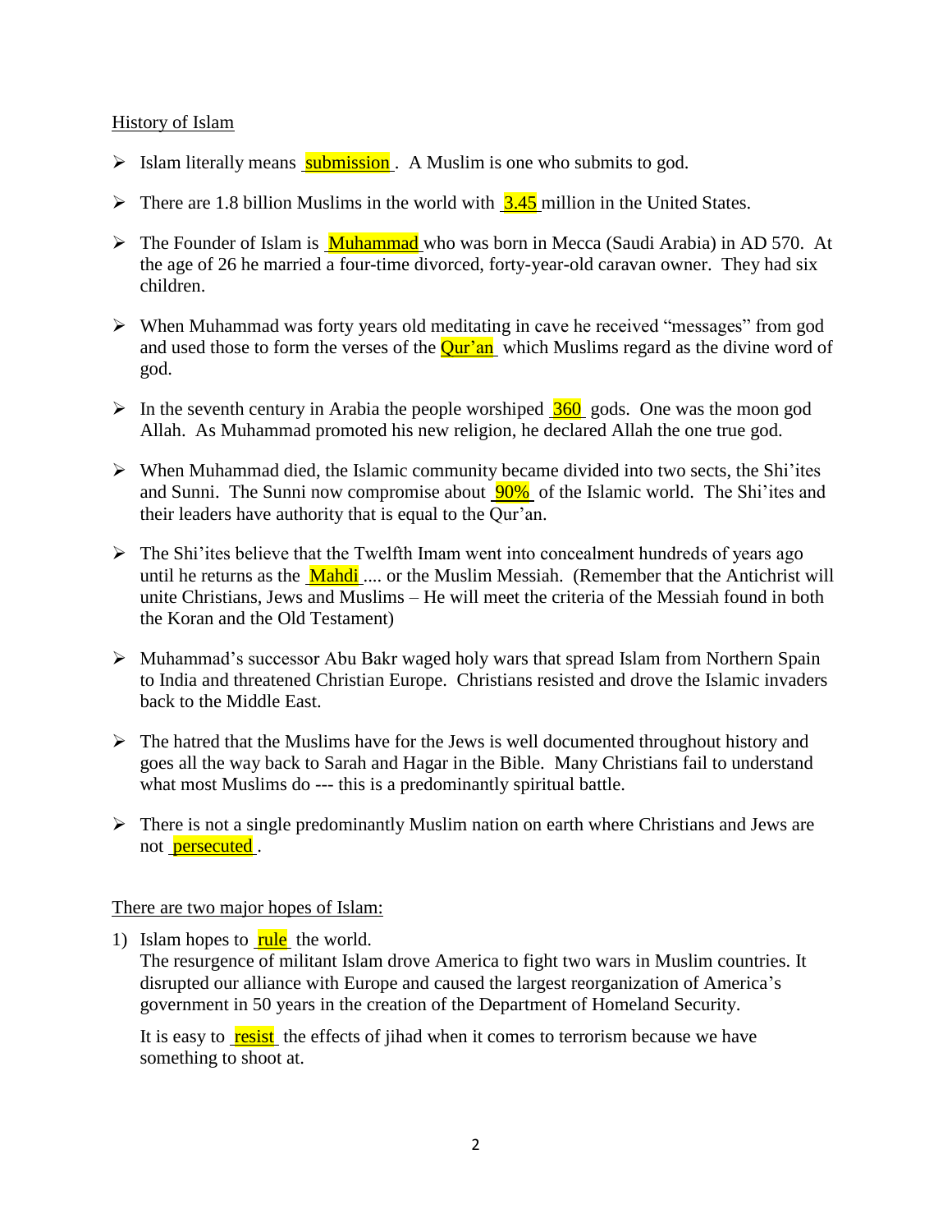History of Islam

- Islam literally means submission. A Muslim is one who submits to god.
- There are 1.8 billion Muslims in the world with 3.45 million in the United States.
- The Founder of Islam is Muhammad who was born in Mecca (Saudi Arabia) in AD 570. At the age of 26 he married a four-time divorced, forty-year-old caravan owner. They had six children.
- When Muhammad was forty years old meditating in cave he received "messages" from god and used those to form the verses of the Qur'an which Muslims regard as the divine word of god.
- In the seventh century in Arabia the people worshiped 360 gods. One was the moon god Allah. As Muhammad promoted his new religion, he declared Allah the one true god.
- When Muhammad died, the Islamic community became divided into two sects, the Shi'ites and Sunni. The Sunni now compromise about 90% of the Islamic world. The Shi'ites and their leaders have authority that is equal to the Qur'an.
- The Shi'ites believe that the Twelfth Imam went into concealment hundreds of years ago until he returns as the Mahdi .... or the Muslim Messiah. (Remember that the Antichrist will unite Christians, Jews and Muslims – He will meet the criteria of the Messiah found in both the Koran and the Old Testament)
- Muhammad's successor Abu Bakr waged holy wars that spread Islam from Northern Spain to India and threatened Christian Europe. Christians resisted and drove the Islamic invaders back to the Middle East.
- The hatred that the Muslims have for the Jews is well documented throughout history and goes all the way back to Sarah and Hagar in the Bible. Many Christians fail to understand what most Muslims do --- this is a predominantly spiritual battle.
- There is not a single predominantly Muslim nation on earth where Christians and Jews are not persecuted.

There are two major hopes of Islam:

1) Islam hopes to rule the world.
   The resurgence of militant Islam drove America to fight two wars in Muslim countries. It disrupted our alliance with Europe and caused the largest reorganization of America's government in 50 years in the creation of the Department of Homeland Security.

   It is easy to resist the effects of jihad when it comes to terrorism because we have something to shoot at.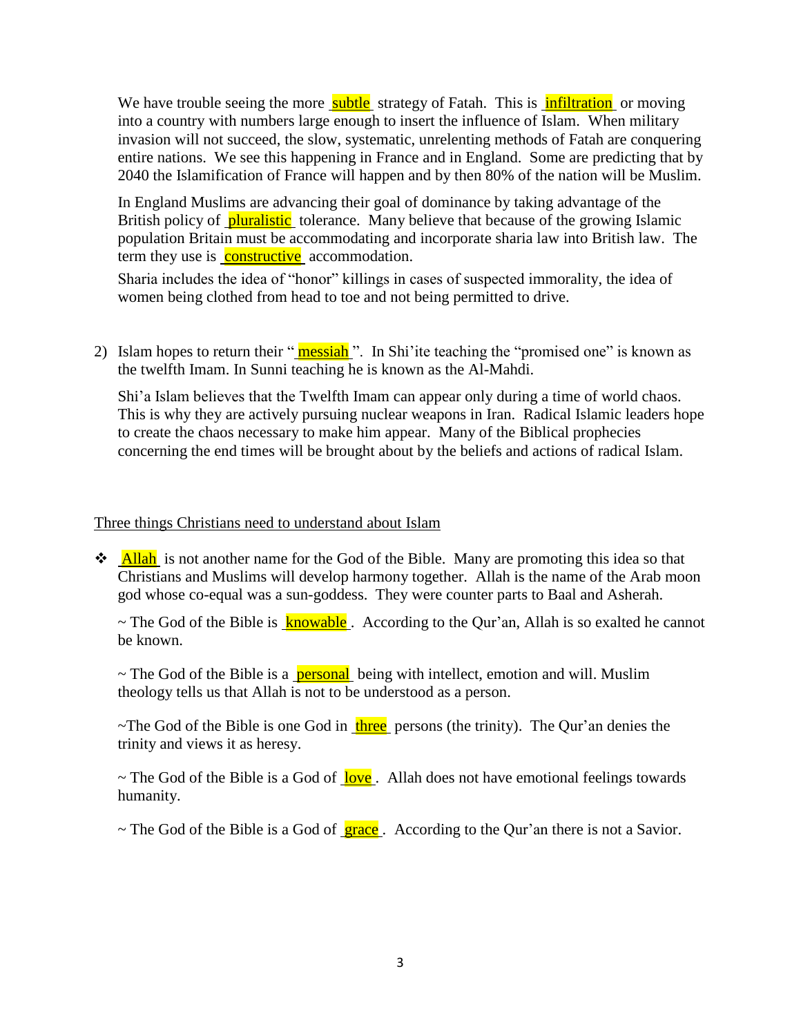We have trouble seeing the more subtle strategy of Fatah. This is infiltration or moving into a country with numbers large enough to insert the influence of Islam. When military invasion will not succeed, the slow, systematic, unrelenting methods of Fatah are conquering entire nations. We see this happening in France and in England. Some are predicting that by 2040 the Islamification of France will happen and by then 80% of the nation will be Muslim.

In England Muslims are advancing their goal of dominance by taking advantage of the British policy of pluralistic tolerance. Many believe that because of the growing Islamic population Britain must be accommodating and incorporate sharia law into British law. The term they use is constructive accommodation.

Sharia includes the idea of "honor" killings in cases of suspected immorality, the idea of women being clothed from head to toe and not being permitted to drive.

2) Islam hopes to return their "messiah". In Shi'ite teaching the "promised one" is known as the twelfth Imam. In Sunni teaching he is known as the Al-Mahdi.

   Shi'a Islam believes that the Twelfth Imam can appear only during a time of world chaos. This is why they are actively pursuing nuclear weapons in Iran. Radical Islamic leaders hope to create the chaos necessary to make him appear. Many of the Biblical prophecies concerning the end times will be brought about by the beliefs and actions of radical Islam.

Three things Christians need to understand about Islam

- Allah is not another name for the God of the Bible. Many are promoting this idea so that Christians and Muslims will develop harmony together. Allah is the name of the Arab moon god whose co-equal was a sun-goddess. They were counter parts to Baal and Asherah.

  ~ The God of the Bible is knowable. According to the Qur'an, Allah is so exalted he cannot be known.

  ~ The God of the Bible is a personal being with intellect, emotion and will. Muslim theology tells us that Allah is not to be understood as a person.

  ~The God of the Bible is one God in three persons (the trinity). The Qur'an denies the trinity and views it as heresy.

  ~ The God of the Bible is a God of love. Allah does not have emotional feelings towards humanity.

  ~ The God of the Bible is a God of grace. According to the Qur'an there is not a Savior.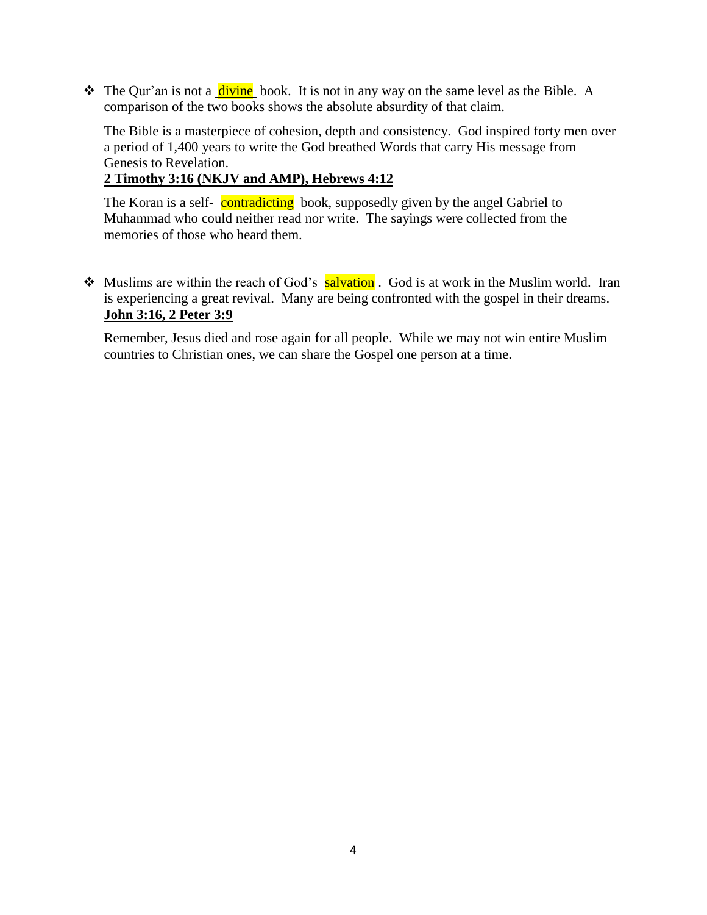- The Qur'an is not a divine book. It is not in any way on the same level as the Bible. A comparison of the two books shows the absolute absurdity of that claim.

  The Bible is a masterpiece of cohesion, depth and consistency. God inspired forty men over a period of 1,400 years to write the God breathed Words that carry His message from Genesis to Revelation.
  **2 Timothy 3:16 (NKJV and AMP), Hebrews 4:12**

  The Koran is a self- contradicting book, supposedly given by the angel Gabriel to Muhammad who could neither read nor write. The sayings were collected from the memories of those who heard them.

- Muslims are within the reach of God's salvation. God is at work in the Muslim world. Iran is experiencing a great revival. Many are being confronted with the gospel in their dreams.
  **John 3:16, 2 Peter 3:9**

  Remember, Jesus died and rose again for all people. While we may not win entire Muslim countries to Christian ones, we can share the Gospel one person at a time.